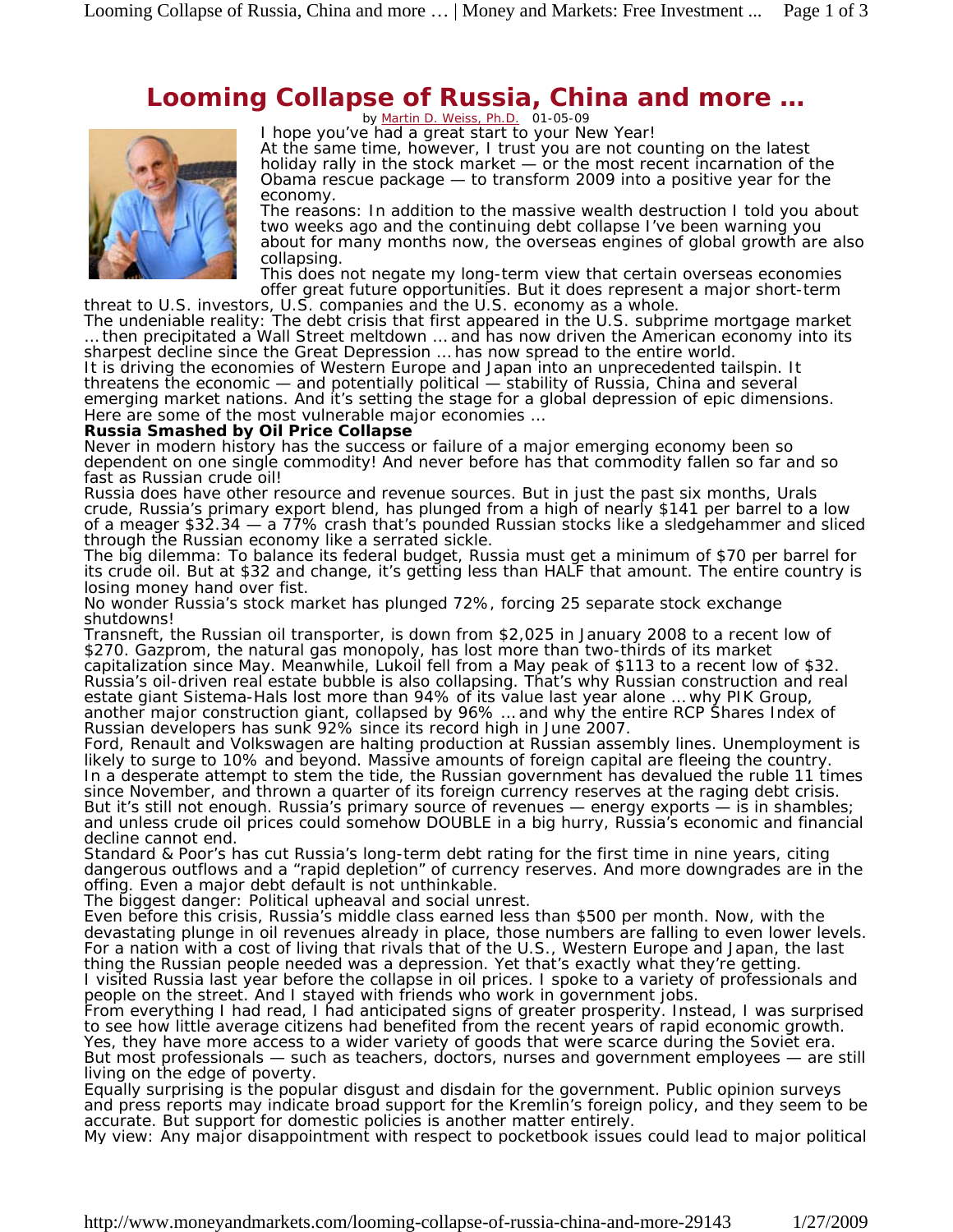# Looming Collapse of Russia, China and more …

by Martin D. Weiss, Ph.D. 01-05-09

I hope you've had a great start to your New Year!

At the same time, however, I trust you are not counting on the latest holiday rally in the stock market — or the most recent incarnation of the Obama rescue package — to transform 2009 into a positive year for the economy.

The reasons: In addition to the massive wealth destruction I told you about two weeks ago and the continuing debt collapse I've been warning you about for many months now, the overseas engines of global growth are also collapsing.

This does not negate my long-term view that certain overseas economies offer great future opportunities. But it does represent a major short-term threat to U.S. investors, U.S. companies and the U.S. economy as a whole.

The undeniable reality: The debt crisis that first appeared in the U.S. subprime mortgage market … then precipitated a Wall Street meltdown … and has now driven the American economy into its sharpest decline since the Great Depression … has now spread to the entire world.

It is driving the economies of Western Europe and Japan into an unprecedented tailspin. It threatens the economic — and potentially political — stability of Russia, China and several emerging market nations. And it's setting the stage for a global depression of epic dimensions.

Here are some of the most vulnerable major economies …

**Russia Smashed by Oil Price Collapse**

Never in modern history has the success or failure of a major emerging economy been so dependent on one single commodity! And never before has that commodity fallen so far and so fast as Russian crude oil!

Russia does have other resource and revenue sources. But in just the past six months, Urals crude, Russia's primary export blend, has plunged from a high of nearly $141 per barrel to a low of a meager $32.34 — a 77% crash that's pounded Russian stocks like a sledgehammer and sliced through the Russian economy like a serrated sickle.

The big dilemma: To balance its federal budget, Russia must get a minimum of $70 per barrel for its crude oil. But at $32 and change, it's getting less than HALF that amount. The entire country is losing money hand over fist.

No wonder Russia's stock market has plunged 72%, forcing 25 separate stock exchange shutdowns!

Transneft, the Russian oil transporter, is down from $2,025 in January 2008 to a recent low of $270. Gazprom, the natural gas monopoly, has lost more than two-thirds of its market capitalization since May. Meanwhile, Lukoil fell from a May peak of $113 to a recent low of $32.

Russia's oil-driven real estate bubble is also collapsing. That's why Russian construction and real estate giant Sistema-Hals lost more than 94% of its value last year alone … why PIK Group, another major construction giant, collapsed by 96% … and why the entire RCP Shares Index of Russian developers has sunk 92% since its record high in June 2007.

Ford, Renault and Volkswagen are halting production at Russian assembly lines. Unemployment is likely to surge to 10% and beyond. Massive amounts of foreign capital are fleeing the country.

In a desperate attempt to stem the tide, the Russian government has devalued the ruble 11 times since November, and thrown a quarter of its foreign currency reserves at the raging debt crisis.

But it's still not enough. Russia's primary source of revenues — energy exports — is in shambles; and unless crude oil prices could somehow DOUBLE in a big hurry, Russia's economic and financial decline cannot end.

Standard & Poor's has cut Russia's long-term debt rating for the first time in nine years, citing dangerous outflows and a "rapid depletion" of currency reserves. And more downgrades are in the offing. Even a major debt default is not unthinkable.

The biggest danger: Political upheaval and social unrest.

Even before this crisis, Russia's middle class earned less than $500 per month. Now, with the devastating plunge in oil revenues already in place, those numbers are falling to even lower levels. For a nation with a cost of living that rivals that of the U.S., Western Europe and Japan, the last thing the Russian people needed was a depression. Yet that's exactly what they're getting.

I visited Russia last year before the collapse in oil prices. I spoke to a variety of professionals and people on the street. And I stayed with friends who work in government jobs.

From everything I had read, I had anticipated signs of greater prosperity. Instead, I was surprised to see how little average citizens had benefited from the recent years of rapid economic growth. Yes, they have more access to a wider variety of goods that were scarce during the Soviet era. But most professionals — such as teachers, doctors, nurses and government employees — are still living on the edge of poverty.

Equally surprising is the popular disgust and disdain for the government. Public opinion surveys and press reports may indicate broad support for the Kremlin's foreign policy, and they seem to be accurate. But support for domestic policies is another matter entirely.

My view: Any major disappointment with respect to pocketbook issues could lead to major political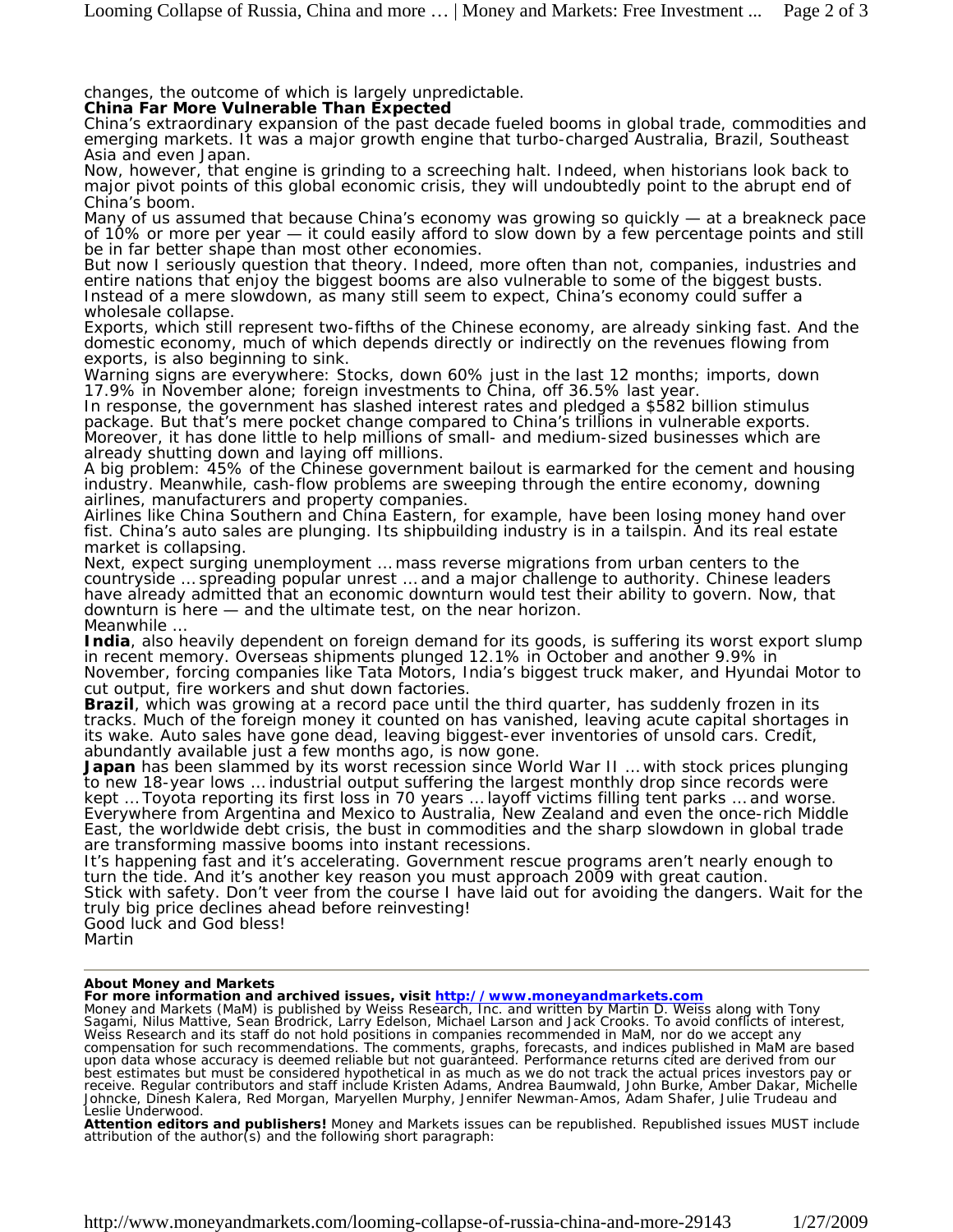changes, the outcome of which is largely unpredictable.

**China Far More Vulnerable Than Expected**

China's extraordinary expansion of the past decade fueled booms in global trade, commodities and emerging markets. It was a major growth engine that turbo-charged Australia, Brazil, Southeast Asia and even Japan.

Now, however, that engine is grinding to a screeching halt. Indeed, when historians look back to major pivot points of this global economic crisis, they will undoubtedly point to the abrupt end of China's boom.

Many of us assumed that because China's economy was growing so quickly — at a breakneck pace of 10% or more per year — it could easily afford to slow down by a few percentage points and still be in far better shape than most other economies.

But now I seriously question that theory. Indeed, more often than not, companies, industries and entire nations that enjoy the biggest booms are also vulnerable to some of the biggest busts.

Instead of a mere slowdown, as many still seem to expect, China's economy could suffer a wholesale collapse.

Exports, which still represent two-fifths of the Chinese economy, are already sinking fast. And the domestic economy, much of which depends directly or indirectly on the revenues flowing from exports, is also beginning to sink.

Warning signs are everywhere: Stocks, down 60% just in the last 12 months; imports, down 17.9% in November alone; foreign investments to China, off 36.5% last year.

In response, the government has slashed interest rates and pledged a $582 billion stimulus package. But that's mere pocket change compared to China's trillions in vulnerable exports. Moreover, it has done little to help millions of small- and medium-sized businesses which are already shutting down and laying off millions.

A big problem: 45% of the Chinese government bailout is earmarked for the cement and housing industry. Meanwhile, cash-flow problems are sweeping through the entire economy, downing airlines, manufacturers and property companies.

Airlines like China Southern and China Eastern, for example, have been losing money hand over fist. China's auto sales are plunging. Its shipbuilding industry is in a tailspin. And its real estate market is collapsing.

Next, expect surging unemployment … mass reverse migrations from urban centers to the countryside … spreading popular unrest … and a major challenge to authority. Chinese leaders have already admitted that an economic downturn would test their ability to govern. Now, that downturn is here — and the ultimate test, on the near horizon.

Meanwhile …

**India**, also heavily dependent on foreign demand for its goods, is suffering its worst export slump in recent memory. Overseas shipments plunged 12.1% in October and another 9.9% in November, forcing companies like Tata Motors, India's biggest truck maker, and Hyundai Motor to cut output, fire workers and shut down factories.

**Brazil**, which was growing at a record pace until the third quarter, has suddenly frozen in its tracks. Much of the foreign money it counted on has vanished, leaving acute capital shortages in its wake. Auto sales have gone dead, leaving biggest-ever inventories of unsold cars. Credit, abundantly available just a few months ago, is now gone.

**Japan** has been slammed by its worst recession since World War II … with stock prices plunging to new 18-year lows … industrial output suffering the largest monthly drop since records were kept … Toyota reporting its first loss in 70 years … layoff victims filling tent parks … and worse.

Everywhere from Argentina and Mexico to Australia, New Zealand and even the once-rich Middle East, the worldwide debt crisis, the bust in commodities and the sharp slowdown in global trade are transforming massive booms into instant recessions.

It's happening fast and it's accelerating. Government rescue programs aren't nearly enough to turn the tide. And it's another key reason you must approach 2009 with great caution.

Stick with safety. Don't veer from the course I have laid out for avoiding the dangers. Wait for the truly big price declines ahead before reinvesting!

Good luck and God bless!

Martin

---

**About Money and Markets**

**For more information and archived issues, visit http://www.moneyandmarkets.com**

Money and Markets (MaM) is published by Weiss Research, Inc. and written by Martin D. Weiss along with Tony Sagami, Nilus Mattive, Sean Brodrick, Larry Edelson, Michael Larson and Jack Crooks. To avoid conflicts of interest, Weiss Research and its staff do not hold positions in companies recommended in MaM, nor do we accept any compensation for such recommendations. The comments, graphs, forecasts, and indices published in MaM are based upon data whose accuracy is deemed reliable but not guaranteed. Performance returns cited are derived from our best estimates but must be considered hypothetical in as much as we do not track the actual prices investors pay or receive. Regular contributors and staff include Kristen Adams, Andrea Baumwald, John Burke, Amber Dakar, Michelle Johncke, Dinesh Kalera, Red Morgan, Maryellen Murphy, Jennifer Newman-Amos, Adam Shafer, Julie Trudeau and Leslie Underwood.

**Attention editors and publishers!** Money and Markets issues can be republished. Republished issues MUST include attribution of the author(s) and the following short paragraph: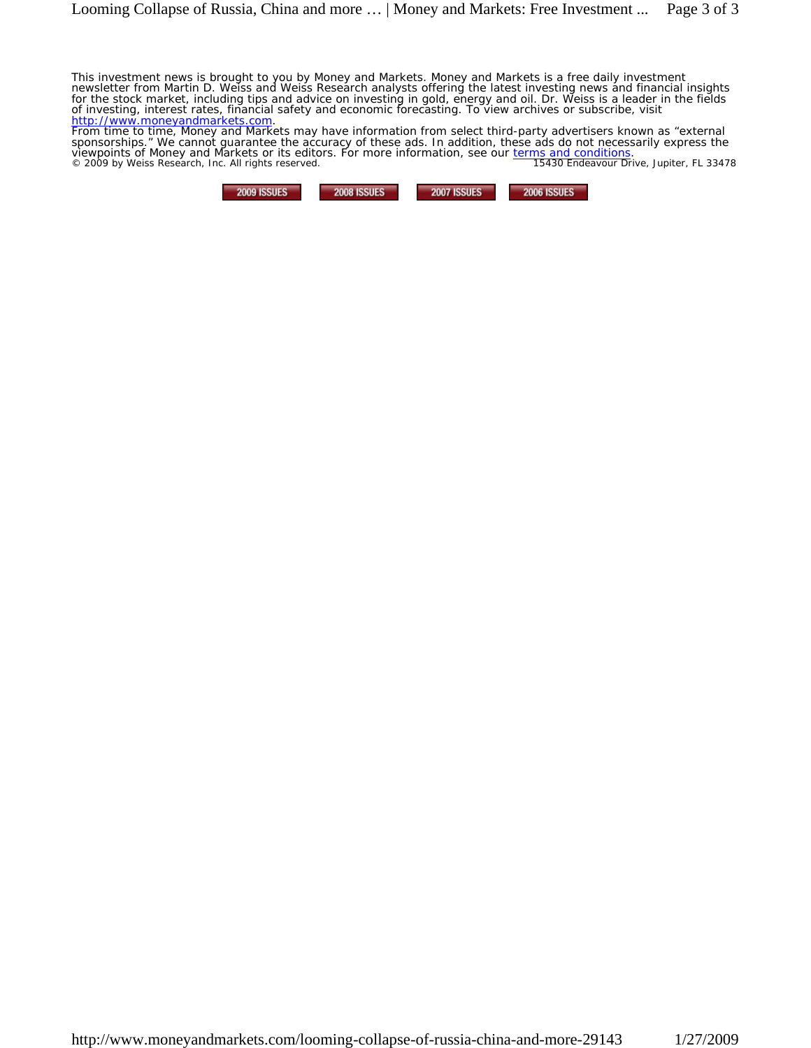This investment news is brought to you by Money and Markets. Money and Markets is a free daily investment newsletter from Martin D. Weiss and Weiss Research analysts offering the latest investing news and financial insights for the stock market, including tips and advice on investing in gold, energy and oil. Dr. Weiss is a leader in the fields of investing, interest rates, financial safety and economic forecasting. To view archives or subscribe, visit http://www.moneyandmarkets.com.

From time to time, Money and Markets may have information from select third-party advertisers known as "external sponsorships." We cannot guarantee the accuracy of these ads. In addition, these ads do not necessarily express the viewpoints of Money and Markets or its editors. For more information, see our terms and conditions.

© 2009 by Weiss Research, Inc. All rights reserved. 15430 Endeavour Drive, Jupiter, FL 33478

2009 ISSUES 2008 ISSUES 2007 ISSUES 2006 ISSUES